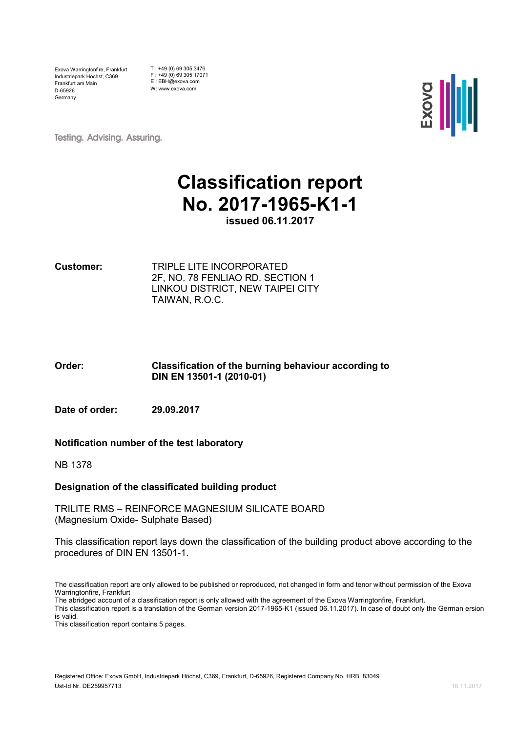Exova Warringtonfire, Frankfurt
Industriepark Höchst, C369
Frankfurt am Main
D-65926
Germany

T : +49 (0) 69 305 3476
F : +49 (0) 69 305 17071
E : EBH@exova.com
W: www.exova.com

Testing. Advising. Assuring.

# Classification report
# No. 2017-1965-K1-1

**issued 06.11.2017**

**Customer:** TRIPLE LITE INCORPORATED
2F, NO. 78 FENLIAO RD. SECTION 1
LINKOU DISTRICT, NEW TAIPEI CITY
TAIWAN, R.O.C.

**Order:** **Classification of the burning behaviour according to DIN EN 13501-1 (2010-01)**

**Date of order:** **29.09.2017**

**Notification number of the test laboratory**

NB 1378

**Designation of the classificated building product**

TRILITE RMS – REINFORCE MAGNESIUM SILICATE BOARD
(Magnesium Oxide- Sulphate Based)

This classification report lays down the classification of the building product above according to the procedures of DIN EN 13501-1.

The classification report are only allowed to be published or reproduced, not changed in form and tenor without permission of the Exova Warringtonfire, Frankfurt
The abridged account of a classification report is only allowed with the agreement of the Exova Warringtonfire, Frankfurt.
This classification report is a translation of the German version 2017-1965-K1 (issued 06.11.2017). In case of doubt only the German ersion is valid.
This classification report contains 5 pages.

Registered Office: Exova GmbH, Industriepark Höchst, C369, Frankfurt, D-65926, Registered Company No. HRB 83049
Ust-Id Nr. DE259957713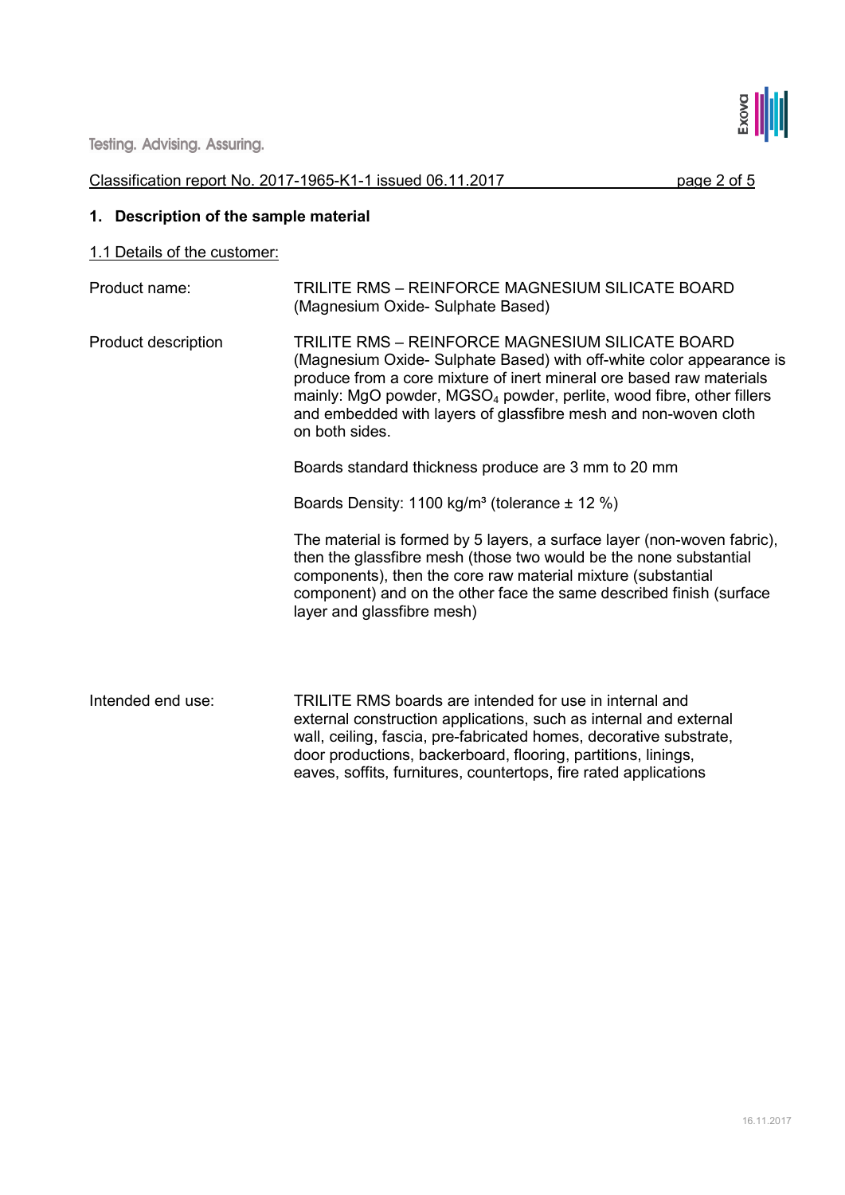## 1. Description of the sample material

1.1 Details of the customer:

| | |
|---|---|
| Product name: | TRILITE RMS – REINFORCE MAGNESIUM SILICATE BOARD (Magnesium Oxide- Sulphate Based) |
| Product description | TRILITE RMS – REINFORCE MAGNESIUM SILICATE BOARD (Magnesium Oxide- Sulphate Based) with off-white color appearance is produce from a core mixture of inert mineral ore based raw materials mainly: MgO powder, $MGSO_4$ powder, perlite, wood fibre, other fillers and embedded with layers of glassfibre mesh and non-woven cloth on both sides.<br><br>Boards standard thickness produce are 3 mm to 20 mm<br><br>Boards Density: 1100 kg/m³ (tolerance ± 12 %)<br><br>The material is formed by 5 layers, a surface layer (non-woven fabric), then the glassfibre mesh (those two would be the none substantial components), then the core raw material mixture (substantial component) and on the other face the same described finish (surface layer and glassfibre mesh) |
| Intended end use: | TRILITE RMS boards are intended for use in internal and external construction applications, such as internal and external wall, ceiling, fascia, pre-fabricated homes, decorative substrate, door productions, backerboard, flooring, partitions, linings, eaves, soffits, furnitures, countertops, fire rated applications |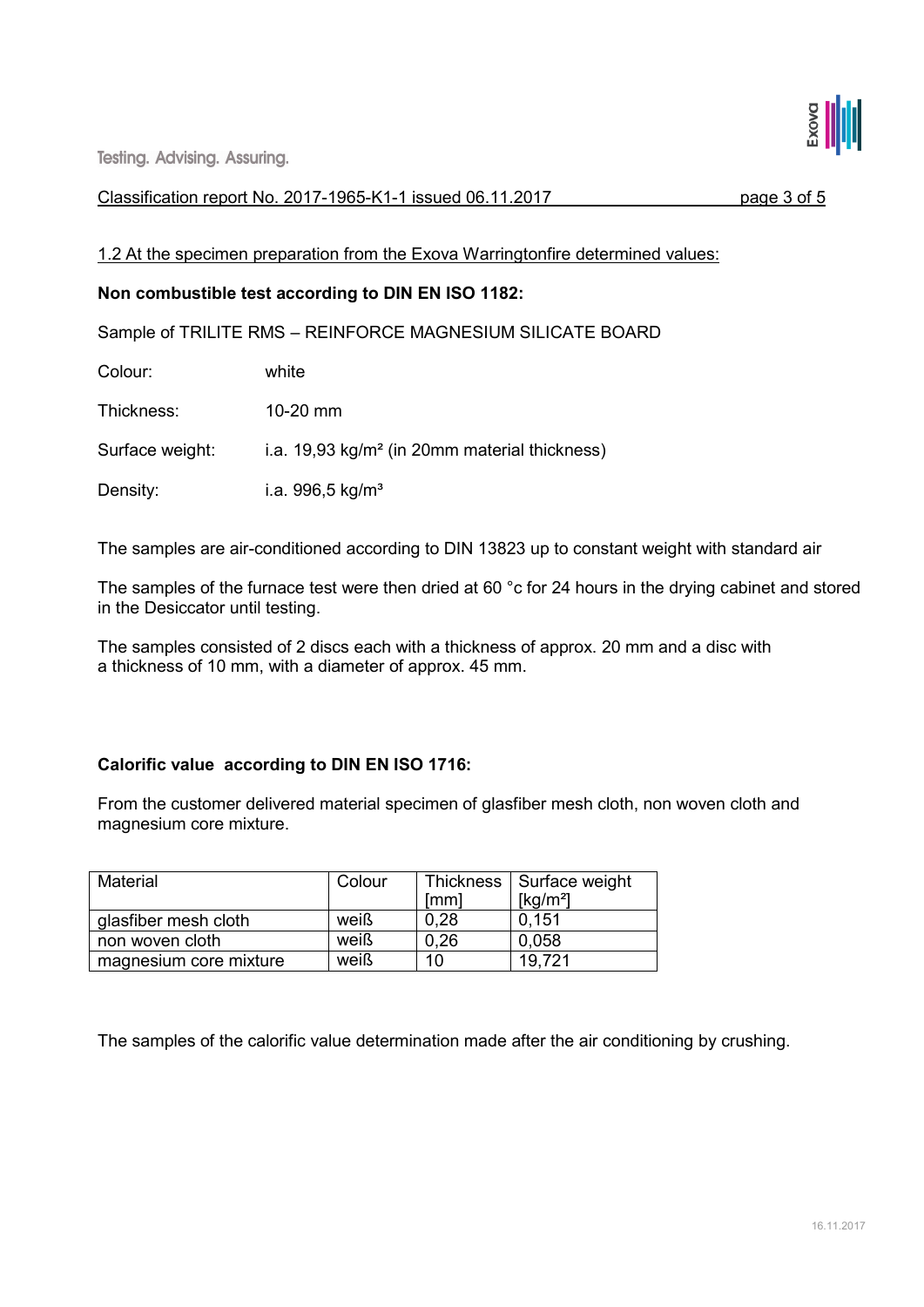1.2 At the specimen preparation from the Exova Warringtonfire determined values:

**Non combustible test according to DIN EN ISO 1182:**

Sample of TRILITE RMS – REINFORCE MAGNESIUM SILICATE BOARD

Colour: white

Thickness: 10-20 mm

Surface weight: i.a. 19,93 kg/m² (in 20mm material thickness)

Density: i.a. 996,5 kg/m³

The samples are air-conditioned according to DIN 13823 up to constant weight with standard air

The samples of the furnace test were then dried at 60 °c for 24 hours in the drying cabinet and stored in the Desiccator until testing.

The samples consisted of 2 discs each with a thickness of approx. 20 mm and a disc with a thickness of 10 mm, with a diameter of approx. 45 mm.

**Calorific value according to DIN EN ISO 1716:**

From the customer delivered material specimen of glasfiber mesh cloth, non woven cloth and magnesium core mixture.

| Material | Colour | Thickness [mm] | Surface weight [kg/m²] |
|---|---|---|---|
| glasfiber mesh cloth | weiß | 0,28 | 0,151 |
| non woven cloth | weiß | 0,26 | 0,058 |
| magnesium core mixture | weiß | 10 | 19,721 |

The samples of the calorific value determination made after the air conditioning by crushing.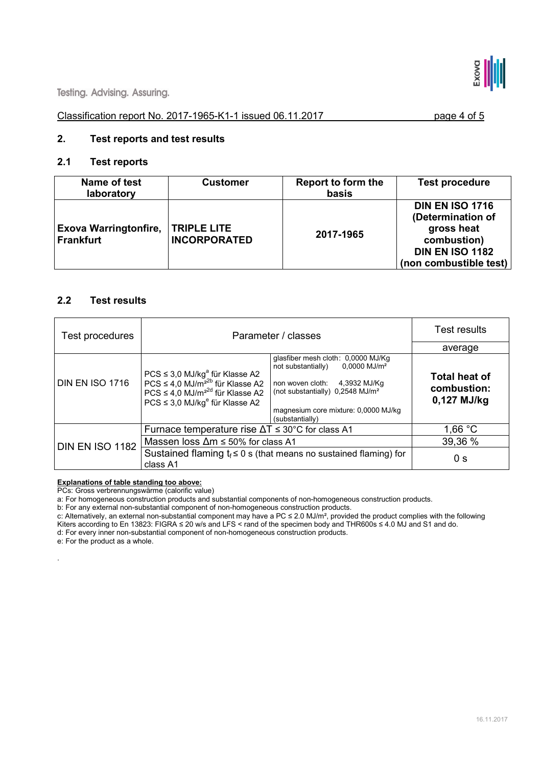Classification report No. 2017-1965-K1-1 issued 06.11.2017

## 2. Test reports and test results

### 2.1 Test reports

| Name of test laboratory | Customer | Report to form the basis | Test procedure |
|---|---|---|---|
| **Exova Warringtonfire, Frankfurt** | **TRIPLE LITE INCORPORATED** | **2017-1965** | **DIN EN ISO 1716 (Determination of gross heat combustion) DIN EN ISO 1182 (non combustible test)** |

### 2.2 Test results

| Test procedures | Parameter / classes | | Test results |
|---|---|---|---|
| | | | average |
| DIN EN ISO 1716 | PCS ≤ 3,0 MJ/kg[a] für Klasse A2<br>PCS ≤ 4,0 MJ/m²[2b] für Klasse A2<br>PCS ≤ 4,0 MJ/m²[2d] für Klasse A2<br>PCS ≤ 3,0 MJ/kg[e] für Klasse A2 | glasfiber mesh cloth: 0,0000 MJ/Kg not substantially) 0,0000 MJ/m²<br>non woven cloth: 4,3932 MJ/Kg (not substantially) 0,2548 MJ/m²<br>magnesium core mixture: 0,0000 MJ/kg (substantially) | **Total heat of combustion: 0,127 MJ/kg** |
| DIN EN ISO 1182 | Furnace temperature rise $\Delta T \leq 30°C$ for class A1 | | 1,66 °C |
| | Massen loss $\Delta m \leq 50\%$ for class A1 | | 39,36 % |
| | Sustained flaming $t_f \leq 0$ s (that means no sustained flaming) for class A1 | | 0 s |

**Explanations of table standing too above:**

PCs: Gross verbrennungswärme (calorific value)

a: For homogeneous construction products and substantial components of non-homogeneous construction products.

b: For any external non-substantial component of non-homogeneous construction products.

c: Alternatively, an external non-substantial component may have a PC ≤ 2.0 MJ/m², provided the product complies with the following Kiters according to En 13823: FIGRA ≤ 20 w/s and LFS < rand of the specimen body and THR600s ≤ 4.0 MJ and S1 and do.

d: For every inner non-substantial component of non-homogeneous construction products.

e: For the product as a whole.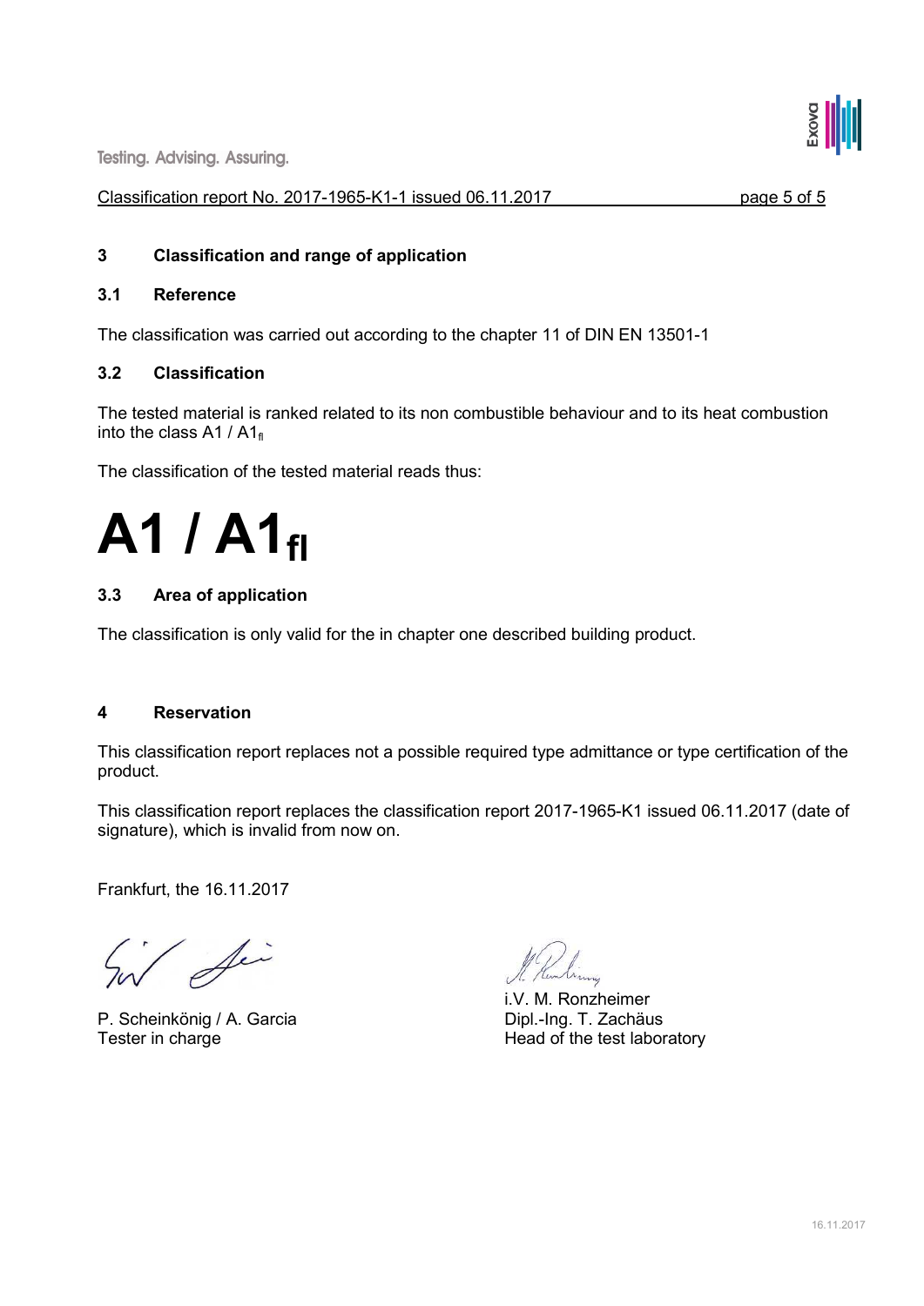## 3 Classification and range of application

### 3.1 Reference

The classification was carried out according to the chapter 11 of DIN EN 13501-1

### 3.2 Classification

The tested material is ranked related to its non combustible behaviour and to its heat combustion into the class A1 / $A1_{fl}$

The classification of the tested material reads thus:

# A1 / $A1_{fl}$

### 3.3 Area of application

The classification is only valid for the in chapter one described building product.

## 4 Reservation

This classification report replaces not a possible required type admittance or type certification of the product.

This classification report replaces the classification report 2017-1965-K1 issued 06.11.2017 (date of signature), which is invalid from now on.

Frankfurt, the 16.11.2017

P. Scheinkönig / A. Garcia
Tester in charge

i.V. M. Ronzheimer
Dipl.-Ing. T. Zachäus
Head of the test laboratory